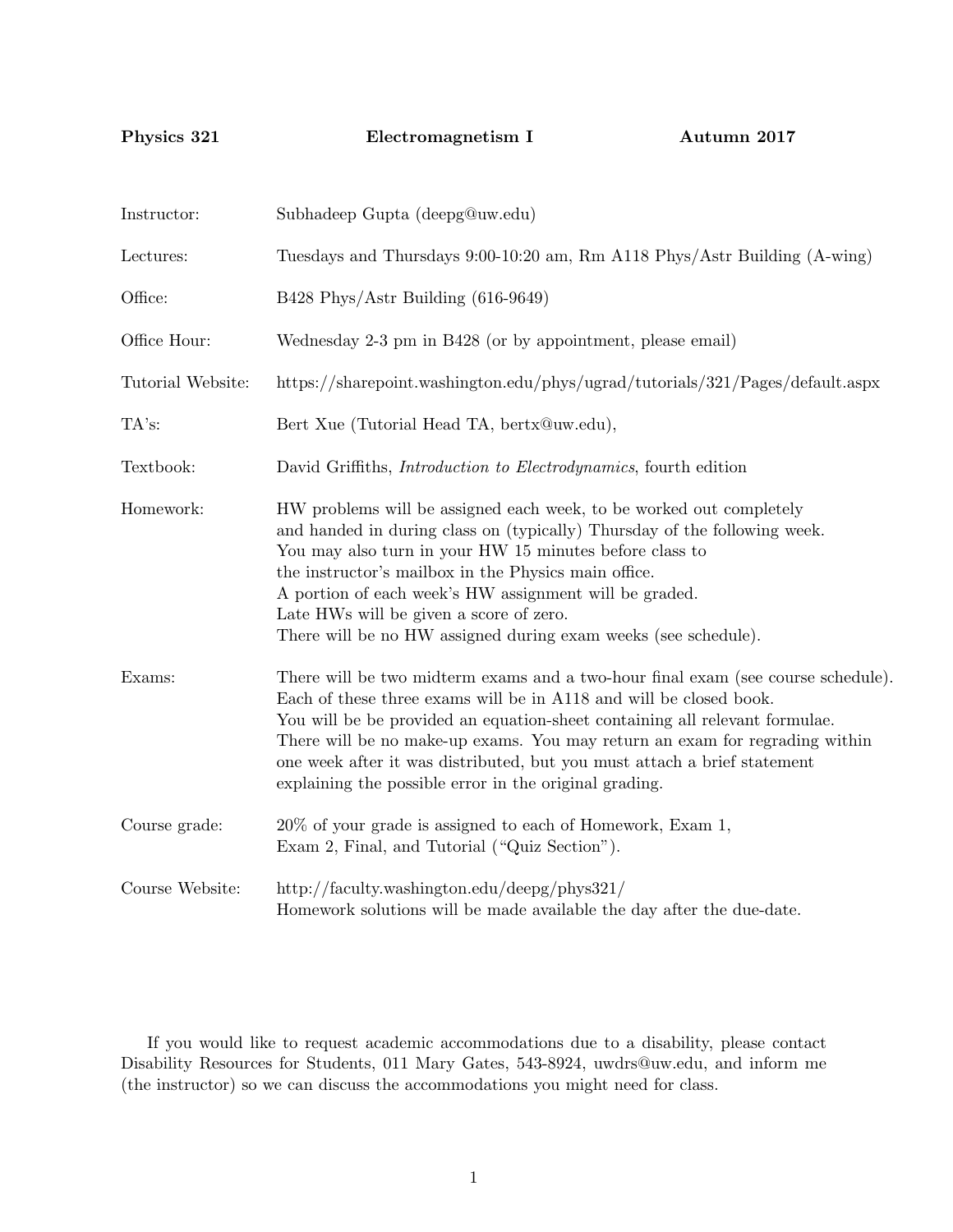**Physics 321** **Electromagnetism I** **Autumn 2017**

| | |
|---|---|
| Instructor: | Subhadeep Gupta (deepg@uw.edu) |
| Lectures: | Tuesdays and Thursdays 9:00-10:20 am, Rm A118 Phys/Astr Building (A-wing) |
| Office: | B428 Phys/Astr Building (616-9649) |
| Office Hour: | Wednesday 2-3 pm in B428 (or by appointment, please email) |
| Tutorial Website: | https://sharepoint.washington.edu/phys/ugrad/tutorials/321/Pages/default.aspx |
| TA's: | Bert Xue (Tutorial Head TA, bertx@uw.edu), |
| Textbook: | David Griffiths, *Introduction to Electrodynamics*, fourth edition |
| Homework: | HW problems will be assigned each week, to be worked out completely and handed in during class on (typically) Thursday of the following week. You may also turn in your HW 15 minutes before class to the instructor's mailbox in the Physics main office. A portion of each week's HW assignment will be graded. Late HWs will be given a score of zero. There will be no HW assigned during exam weeks (see schedule). |
| Exams: | There will be two midterm exams and a two-hour final exam (see course schedule). Each of these three exams will be in A118 and will be closed book. You will be be provided an equation-sheet containing all relevant formulae. There will be no make-up exams. You may return an exam for regrading within one week after it was distributed, but you must attach a brief statement explaining the possible error in the original grading. |
| Course grade: | 20% of your grade is assigned to each of Homework, Exam 1, Exam 2, Final, and Tutorial ("Quiz Section"). |
| Course Website: | http://faculty.washington.edu/deepg/phys321/ Homework solutions will be made available the day after the due-date. |

If you would like to request academic accommodations due to a disability, please contact Disability Resources for Students, 011 Mary Gates, 543-8924, uwdrs@uw.edu, and inform me (the instructor) so we can discuss the accommodations you might need for class.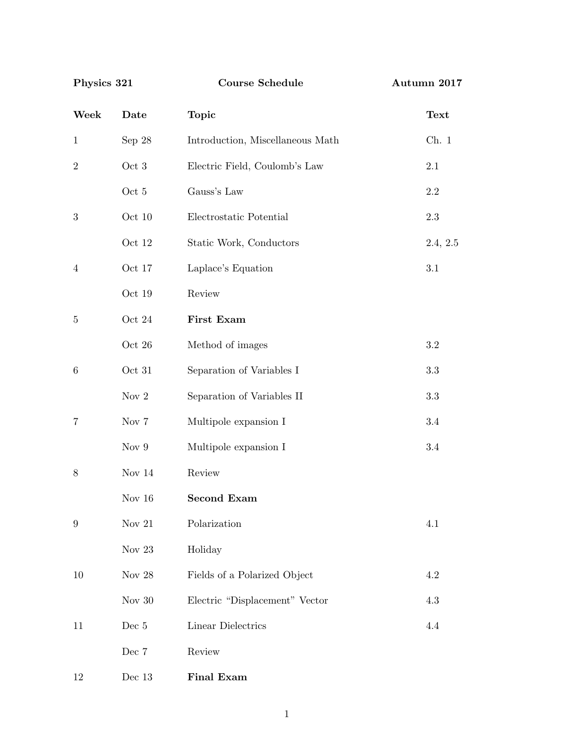**Physics 321** **Course Schedule** **Autumn 2017**

| Week | Date | Topic | Text |
|---|---|---|---|
| 1 | Sep 28 | Introduction, Miscellaneous Math | Ch. 1 |
| 2 | Oct 3 | Electric Field, Coulomb's Law | 2.1 |
| | Oct 5 | Gauss's Law | 2.2 |
| 3 | Oct 10 | Electrostatic Potential | 2.3 |
| | Oct 12 | Static Work, Conductors | 2.4, 2.5 |
| 4 | Oct 17 | Laplace's Equation | 3.1 |
| | Oct 19 | Review | |
| 5 | Oct 24 | **First Exam** | |
| | Oct 26 | Method of images | 3.2 |
| 6 | Oct 31 | Separation of Variables I | 3.3 |
| | Nov 2 | Separation of Variables II | 3.3 |
| 7 | Nov 7 | Multipole expansion I | 3.4 |
| | Nov 9 | Multipole expansion I | 3.4 |
| 8 | Nov 14 | Review | |
| | Nov 16 | **Second Exam** | |
| 9 | Nov 21 | Polarization | 4.1 |
| | Nov 23 | Holiday | |
| 10 | Nov 28 | Fields of a Polarized Object | 4.2 |
| | Nov 30 | Electric "Displacement" Vector | 4.3 |
| 11 | Dec 5 | Linear Dielectrics | 4.4 |
| | Dec 7 | Review | |
| 12 | Dec 13 | **Final Exam** | |